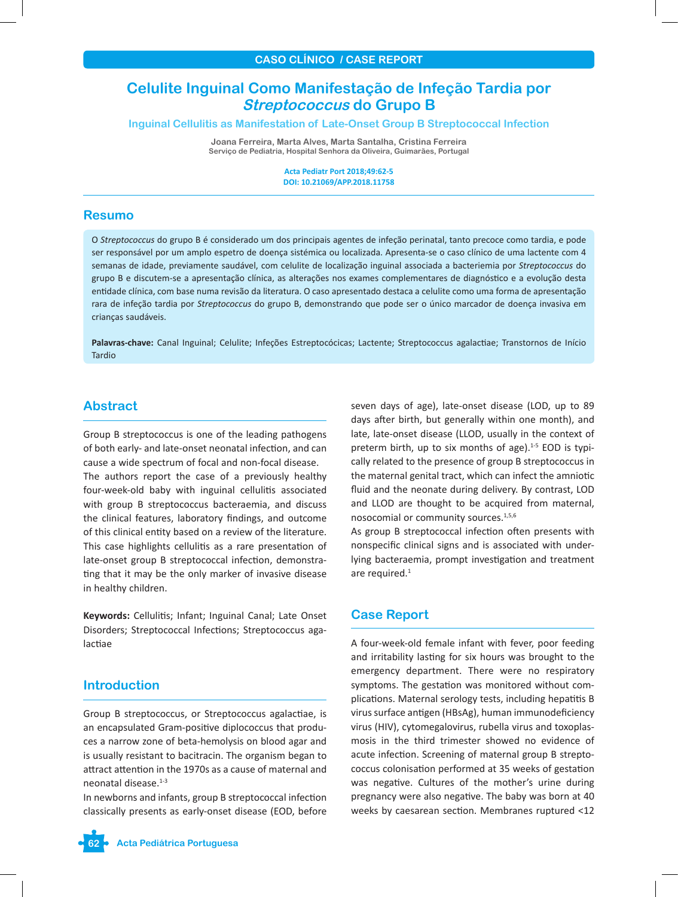CASO CLÍNICO / CASE REPORT

# Celulite Inguinal Como Manifestação de Infeção Tardia por *Streptococcus* do Grupo B

## Inguinal Cellulitis as Manifestation of Late-Onset Group B Streptococcal Infection

**Joana Ferreira, Marta Alves, Marta Santalha, Cristina Ferreira**
Serviço de Pediatria, Hospital Senhora da Oliveira, Guimarães, Portugal

Acta Pediatr Port 2018;49:62-5
DOI: 10.21069/APP.2018.11758

## Resumo

O *Streptococcus* do grupo B é considerado um dos principais agentes de infeção perinatal, tanto precoce como tardia, e pode ser responsável por um amplo espetro de doença sistémica ou localizada. Apresenta-se o caso clínico de uma lactente com 4 semanas de idade, previamente saudável, com celulite de localização inguinal associada a bacteriemia por *Streptococcus* do grupo B e discutem-se a apresentação clínica, as alterações nos exames complementares de diagnóstico e a evolução desta entidade clínica, com base numa revisão da literatura. O caso apresentado destaca a celulite como uma forma de apresentação rara de infeção tardia por *Streptococcus* do grupo B, demonstrando que pode ser o único marcador de doença invasiva em crianças saudáveis.

**Palavras-chave:** Canal Inguinal; Celulite; Infeções Estreptocócicas; Lactente; Streptococcus agalactiae; Transtornos de Início Tardio

## Abstract

Group B streptococcus is one of the leading pathogens of both early- and late-onset neonatal infection, and can cause a wide spectrum of focal and non-focal disease.

The authors report the case of a previously healthy four-week-old baby with inguinal cellulitis associated with group B streptococcus bacteraemia, and discuss the clinical features, laboratory findings, and outcome of this clinical entity based on a review of the literature. This case highlights cellulitis as a rare presentation of late-onset group B streptococcal infection, demonstrating that it may be the only marker of invasive disease in healthy children.

**Keywords:** Cellulitis; Infant; Inguinal Canal; Late Onset Disorders; Streptococcal Infections; Streptococcus agalactiae

## Introduction

Group B streptococcus, or Streptococcus agalactiae, is an encapsulated Gram-positive diplococcus that produces a narrow zone of beta-hemolysis on blood agar and is usually resistant to bacitracin. The organism began to attract attention in the 1970s as a cause of maternal and neonatal disease.[1-3]

In newborns and infants, group B streptococcal infection classically presents as early-onset disease (EOD, before seven days of age), late-onset disease (LOD, up to 89 days after birth, but generally within one month), and late, late-onset disease (LLOD, usually in the context of preterm birth, up to six months of age).[1-5] EOD is typically related to the presence of group B streptococcus in the maternal genital tract, which can infect the amniotic fluid and the neonate during delivery. By contrast, LOD and LLOD are thought to be acquired from maternal, nosocomial or community sources.[1,5,6]

As group B streptococcal infection often presents with nonspecific clinical signs and is associated with underlying bacteraemia, prompt investigation and treatment are required.[1]

## Case Report

A four-week-old female infant with fever, poor feeding and irritability lasting for six hours was brought to the emergency department. There were no respiratory symptoms. The gestation was monitored without complications. Maternal serology tests, including hepatitis B virus surface antigen (HBsAg), human immunodeficiency virus (HIV), cytomegalovirus, rubella virus and toxoplasmosis in the third trimester showed no evidence of acute infection. Screening of maternal group B streptococcus colonisation performed at 35 weeks of gestation was negative. Cultures of the mother's urine during pregnancy were also negative. The baby was born at 40 weeks by caesarean section. Membranes ruptured <12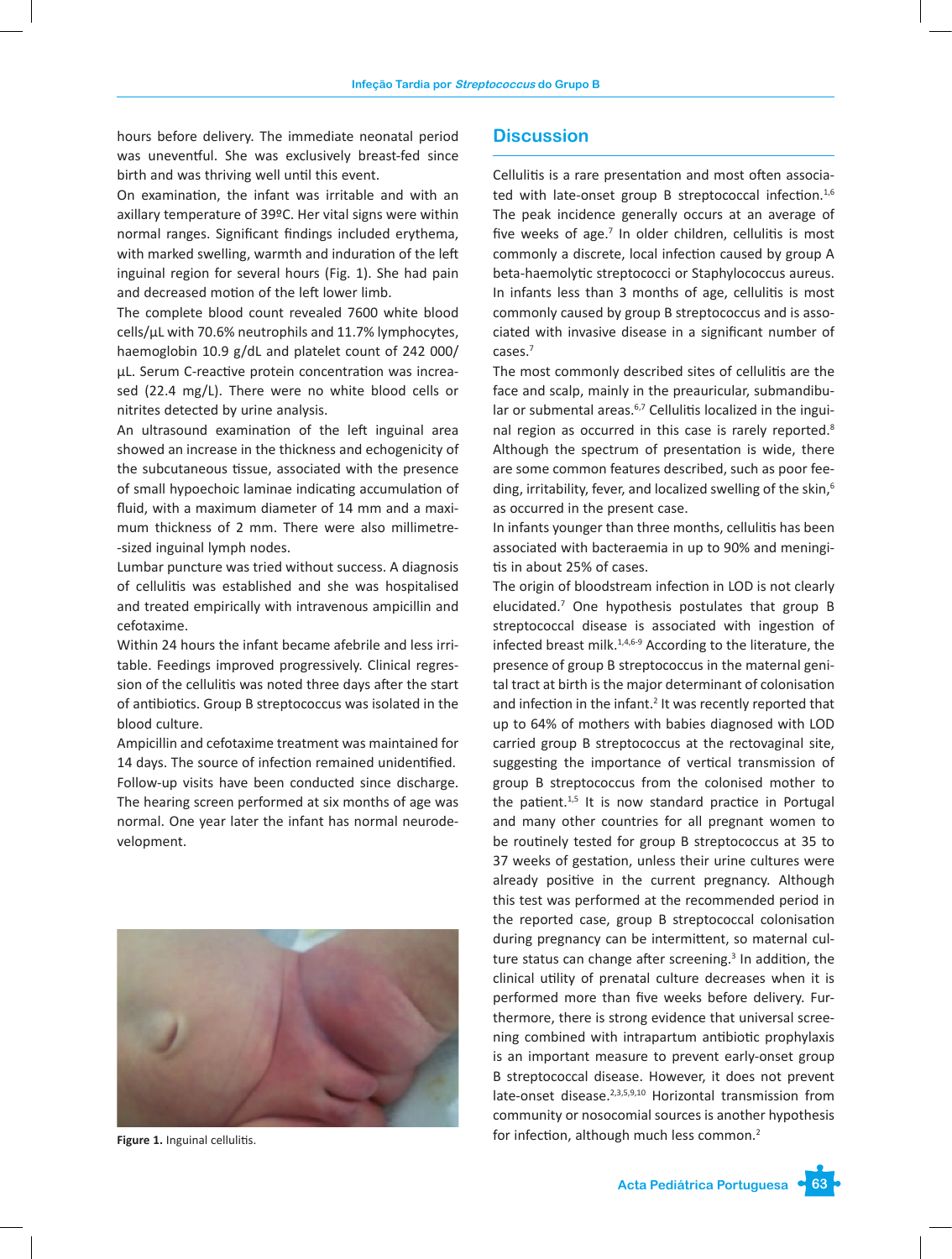hours before delivery. The immediate neonatal period was uneventful. She was exclusively breast-fed since birth and was thriving well until this event.

On examination, the infant was irritable and with an axillary temperature of 39ºC. Her vital signs were within normal ranges. Significant findings included erythema, with marked swelling, warmth and induration of the left inguinal region for several hours (Fig. 1). She had pain and decreased motion of the left lower limb.

The complete blood count revealed 7600 white blood cells/µL with 70.6% neutrophils and 11.7% lymphocytes, haemoglobin 10.9 g/dL and platelet count of 242 000/µL. Serum C-reactive protein concentration was increased (22.4 mg/L). There were no white blood cells or nitrites detected by urine analysis.

An ultrasound examination of the left inguinal area showed an increase in the thickness and echogenicity of the subcutaneous tissue, associated with the presence of small hypoechoic laminae indicating accumulation of fluid, with a maximum diameter of 14 mm and a maximum thickness of 2 mm. There were also millimetre-sized inguinal lymph nodes.

Lumbar puncture was tried without success. A diagnosis of cellulitis was established and she was hospitalised and treated empirically with intravenous ampicillin and cefotaxime.

Within 24 hours the infant became afebrile and less irritable. Feedings improved progressively. Clinical regression of the cellulitis was noted three days after the start of antibiotics. Group B streptococcus was isolated in the blood culture.

Ampicillin and cefotaxime treatment was maintained for 14 days. The source of infection remained unidentified.

Follow-up visits have been conducted since discharge. The hearing screen performed at six months of age was normal. One year later the infant has normal neurodevelopment.

**Figure 1.** Inguinal cellulitis.

## Discussion

Cellulitis is a rare presentation and most often associated with late-onset group B streptococcal infection.[1,6] The peak incidence generally occurs at an average of five weeks of age.[7] In older children, cellulitis is most commonly a discrete, local infection caused by group A beta-haemolytic streptococci or Staphylococcus aureus. In infants less than 3 months of age, cellulitis is most commonly caused by group B streptococcus and is associated with invasive disease in a significant number of cases.[7]

The most commonly described sites of cellulitis are the face and scalp, mainly in the preauricular, submandibular or submental areas.[6,7] Cellulitis localized in the inguinal region as occurred in this case is rarely reported.[8] Although the spectrum of presentation is wide, there are some common features described, such as poor feeding, irritability, fever, and localized swelling of the skin,[6] as occurred in the present case.

In infants younger than three months, cellulitis has been associated with bacteraemia in up to 90% and meningitis in about 25% of cases.

The origin of bloodstream infection in LOD is not clearly elucidated.[7] One hypothesis postulates that group B streptococcal disease is associated with ingestion of infected breast milk.[1,4,6-9] According to the literature, the presence of group B streptococcus in the maternal genital tract at birth is the major determinant of colonisation and infection in the infant.[2] It was recently reported that up to 64% of mothers with babies diagnosed with LOD carried group B streptococcus at the rectovaginal site, suggesting the importance of vertical transmission of group B streptococcus from the colonised mother to the patient.[1,5] It is now standard practice in Portugal and many other countries for all pregnant women to be routinely tested for group B streptococcus at 35 to 37 weeks of gestation, unless their urine cultures were already positive in the current pregnancy. Although this test was performed at the recommended period in the reported case, group B streptococcal colonisation during pregnancy can be intermittent, so maternal culture status can change after screening.[3] In addition, the clinical utility of prenatal culture decreases when it is performed more than five weeks before delivery. Furthermore, there is strong evidence that universal screening combined with intrapartum antibiotic prophylaxis is an important measure to prevent early-onset group B streptococcal disease. However, it does not prevent late-onset disease.[2,3,5,9,10] Horizontal transmission from community or nosocomial sources is another hypothesis for infection, although much less common.[2]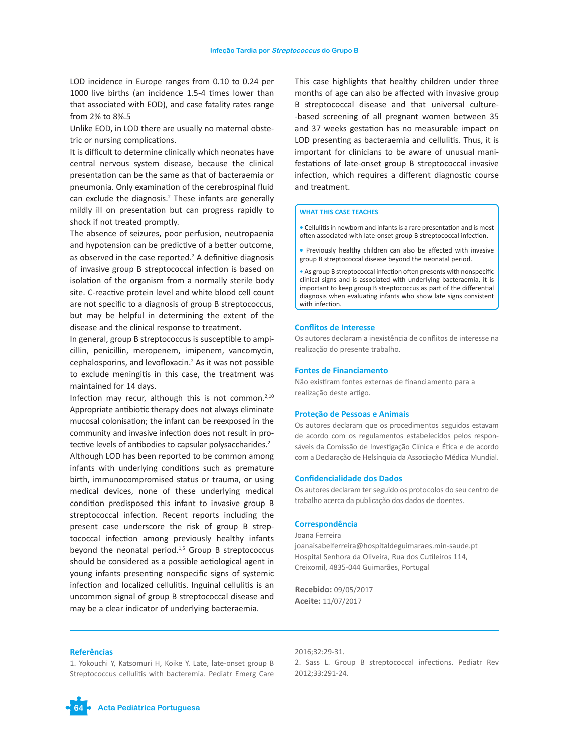LOD incidence in Europe ranges from 0.10 to 0.24 per 1000 live births (an incidence 1.5-4 times lower than that associated with EOD), and case fatality rates range from 2% to 8%.5

Unlike EOD, in LOD there are usually no maternal obstetric or nursing complications.

It is difficult to determine clinically which neonates have central nervous system disease, because the clinical presentation can be the same as that of bacteraemia or pneumonia. Only examination of the cerebrospinal fluid can exclude the diagnosis.[2] These infants are generally mildly ill on presentation but can progress rapidly to shock if not treated promptly.

The absence of seizures, poor perfusion, neutropaenia and hypotension can be predictive of a better outcome, as observed in the case reported.[2] A definitive diagnosis of invasive group B streptococcal infection is based on isolation of the organism from a normally sterile body site. C-reactive protein level and white blood cell count are not specific to a diagnosis of group B streptococcus, but may be helpful in determining the extent of the disease and the clinical response to treatment.

In general, group B streptococcus is susceptible to ampicillin, penicillin, meropenem, imipenem, vancomycin, cephalosporins, and levofloxacin.[2] As it was not possible to exclude meningitis in this case, the treatment was maintained for 14 days.

Infection may recur, although this is not common.[2,10] Appropriate antibiotic therapy does not always eliminate mucosal colonisation; the infant can be reexposed in the community and invasive infection does not result in protective levels of antibodies to capsular polysaccharides.[2]

Although LOD has been reported to be common among infants with underlying conditions such as premature birth, immunocompromised status or trauma, or using medical devices, none of these underlying medical condition predisposed this infant to invasive group B streptococcal infection. Recent reports including the present case underscore the risk of group B streptococcal infection among previously healthy infants beyond the neonatal period.[1,5] Group B streptococcus should be considered as a possible aetiological agent in young infants presenting nonspecific signs of systemic infection and localized cellulitis. Inguinal cellulitis is an uncommon signal of group B streptococcal disease and may be a clear indicator of underlying bacteraemia.

This case highlights that healthy children under three months of age can also be affected with invasive group B streptococcal disease and that universal culture-based screening of all pregnant women between 35 and 37 weeks gestation has no measurable impact on LOD presenting as bacteraemia and cellulitis. Thus, it is important for clinicians to be aware of unusual manifestations of late-onset group B streptococcal invasive infection, which requires a different diagnostic course and treatment.

**WHAT THIS CASE TEACHES**

- Cellulitis in newborn and infants is a rare presentation and is most often associated with late-onset group B streptococcal infection.
- Previously healthy children can also be affected with invasive group B streptococcal disease beyond the neonatal period.
- As group B streptococcal infection often presents with nonspecific clinical signs and is associated with underlying bacteraemia, it is important to keep group B streptococcus as part of the differential diagnosis when evaluating infants who show late signs consistent with infection.

## Conflitos de Interesse

Os autores declaram a inexistência de conflitos de interesse na realização do presente trabalho.

## Fontes de Financiamento

Não existiram fontes externas de financiamento para a realização deste artigo.

## Proteção de Pessoas e Animais

Os autores declaram que os procedimentos seguidos estavam de acordo com os regulamentos estabelecidos pelos responsáveis da Comissão de Investigação Clínica e Ética e de acordo com a Declaração de Helsínquia da Associação Médica Mundial.

## Confidencialidade dos Dados

Os autores declaram ter seguido os protocolos do seu centro de trabalho acerca da publicação dos dados de doentes.

## Correspondência

Joana Ferreira
joanaisabelferreira@hospitaldeguimaraes.min-saude.pt
Hospital Senhora da Oliveira, Rua dos Cutileiros 114, Creixomil, 4835-044 Guimarães, Portugal

**Recebido:** 09/05/2017
**Aceite:** 11/07/2017

## Referências

1. Yokouchi Y, Katsumuri H, Koike Y. Late, late-onset group B Streptococcus cellulitis with bacteremia. Pediatr Emerg Care 2016;32:29-31.
2. Sass L. Group B streptococcal infections. Pediatr Rev 2012;33:291-24.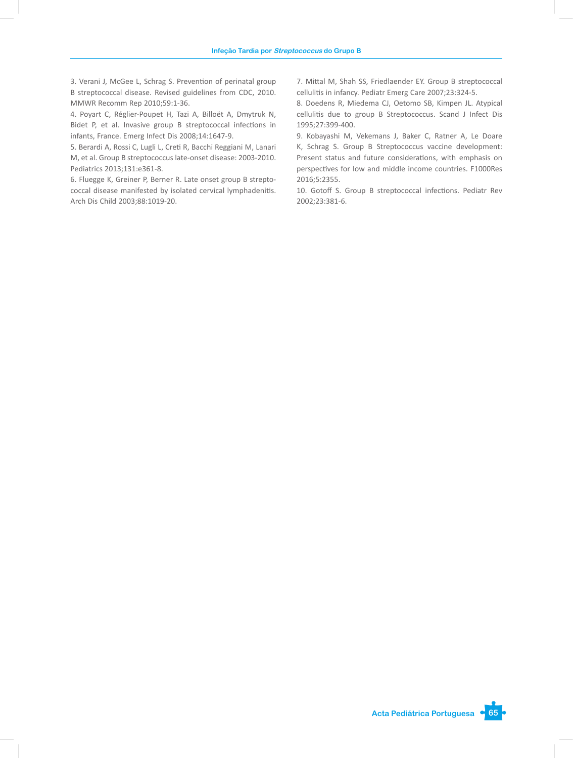3. Verani J, McGee L, Schrag S. Prevention of perinatal group B streptococcal disease. Revised guidelines from CDC, 2010. MMWR Recomm Rep 2010;59:1-36.

4. Poyart C, Réglier-Poupet H, Tazi A, Billoët A, Dmytruk N, Bidet P, et al. Invasive group B streptococcal infections in infants, France. Emerg Infect Dis 2008;14:1647-9.

5. Berardi A, Rossi C, Lugli L, Creti R, Bacchi Reggiani M, Lanari M, et al. Group B streptococcus late-onset disease: 2003-2010. Pediatrics 2013;131:e361-8.

6. Fluegge K, Greiner P, Berner R. Late onset group B streptococcal disease manifested by isolated cervical lymphadenitis. Arch Dis Child 2003;88:1019-20.

7. Mittal M, Shah SS, Friedlaender EY. Group B streptococcal cellulitis in infancy. Pediatr Emerg Care 2007;23:324-5.

8. Doedens R, Miedema CJ, Oetomo SB, Kimpen JL. Atypical cellulitis due to group B Streptococcus. Scand J Infect Dis 1995;27:399-400.

9. Kobayashi M, Vekemans J, Baker C, Ratner A, Le Doare K, Schrag S. Group B Streptococcus vaccine development: Present status and future considerations, with emphasis on perspectives for low and middle income countries. F1000Res 2016;5:2355.

10. Gotoff S. Group B streptococcal infections. Pediatr Rev 2002;23:381-6.